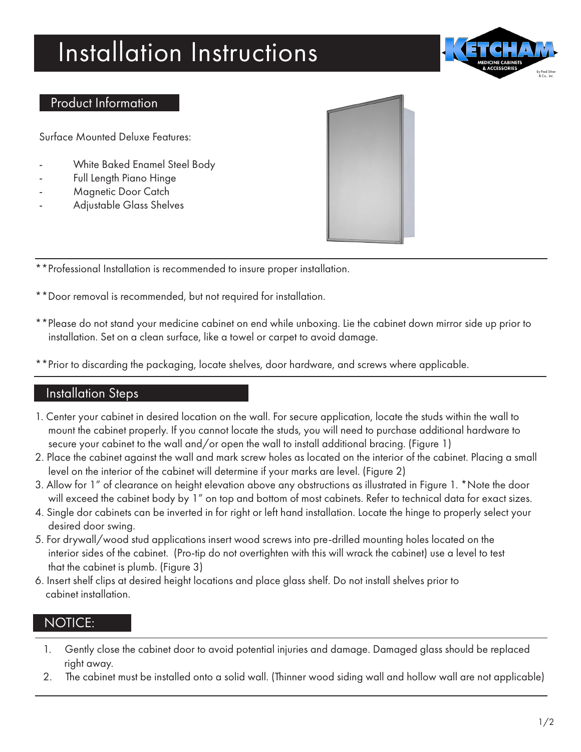# Installation Instructions

## Product Information

Surface Mounted Deluxe Features:

- White Baked Enamel Steel Body
- Full Length Piano Hinge
- Magnetic Door Catch
- Adjustable Glass Shelves

**Professional Installation is recommended to insure proper installation.

**Door removal is recommended, but not required for installation.

**Please do not stand your medicine cabinet on end while unboxing. Lie the cabinet down mirror side up prior to installation. Set on a clean surface, like a towel or carpet to avoid damage.

**Prior to discarding the packaging, locate shelves, door hardware, and screws where applicable.

## Installation Steps

1. Center your cabinet in desired location on the wall. For secure application, locate the studs within the wall to mount the cabinet properly. If you cannot locate the studs, you will need to purchase additional hardware to secure your cabinet to the wall and/or open the wall to install additional bracing. (Figure 1)
2. Place the cabinet against the wall and mark screw holes as located on the interior of the cabinet. Placing a small level on the interior of the cabinet will determine if your marks are level. (Figure 2)
3. Allow for 1" of clearance on height elevation above any obstructions as illustrated in Figure 1. *Note the door will exceed the cabinet body by 1" on top and bottom of most cabinets. Refer to technical data for exact sizes.
4. Single dor cabinets can be inverted in for right or left hand installation. Locate the hinge to properly select your desired door swing.
5. For drywall/wood stud applications insert wood screws into pre-drilled mounting holes located on the interior sides of the cabinet. (Pro-tip do not overtighten with this will wrack the cabinet) use a level to test that the cabinet is plumb. (Figure 3)
6. Insert shelf clips at desired height locations and place glass shelf. Do not install shelves prior to cabinet installation.

## NOTICE:

1. Gently close the cabinet door to avoid potential injuries and damage. Damaged glass should be replaced right away.
2. The cabinet must be installed onto a solid wall. (Thinner wood siding wall and hollow wall are not applicable)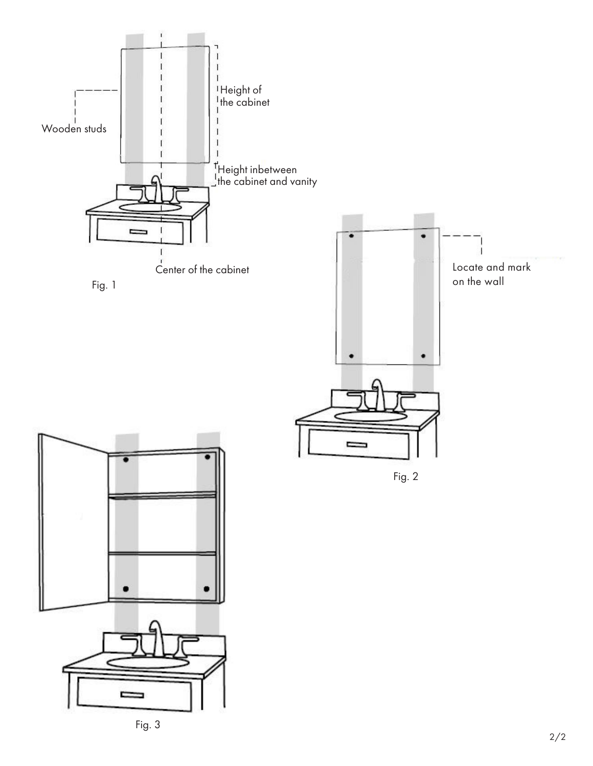Wooden studs

Height of the cabinet

Height inbetween the cabinet and vanity

Center of the cabinet

Fig. 1

Locate and mark on the wall

Fig. 2

Fig. 3